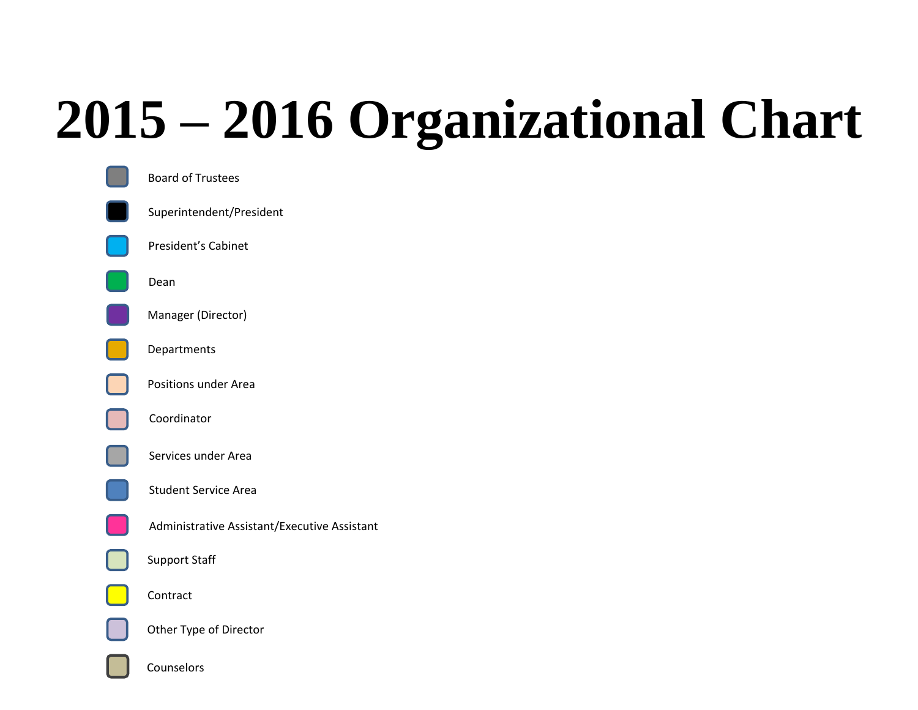# 2015 – 2016 Organizational Chart

- Board of Trustees
- Superintendent/President
- President's Cabinet
- Dean
- Manager (Director)
- Departments
- Positions under Area
- Coordinator
- Services under Area
- Student Service Area
- Administrative Assistant/Executive Assistant
- Support Staff
- Contract
- Other Type of Director
- Counselors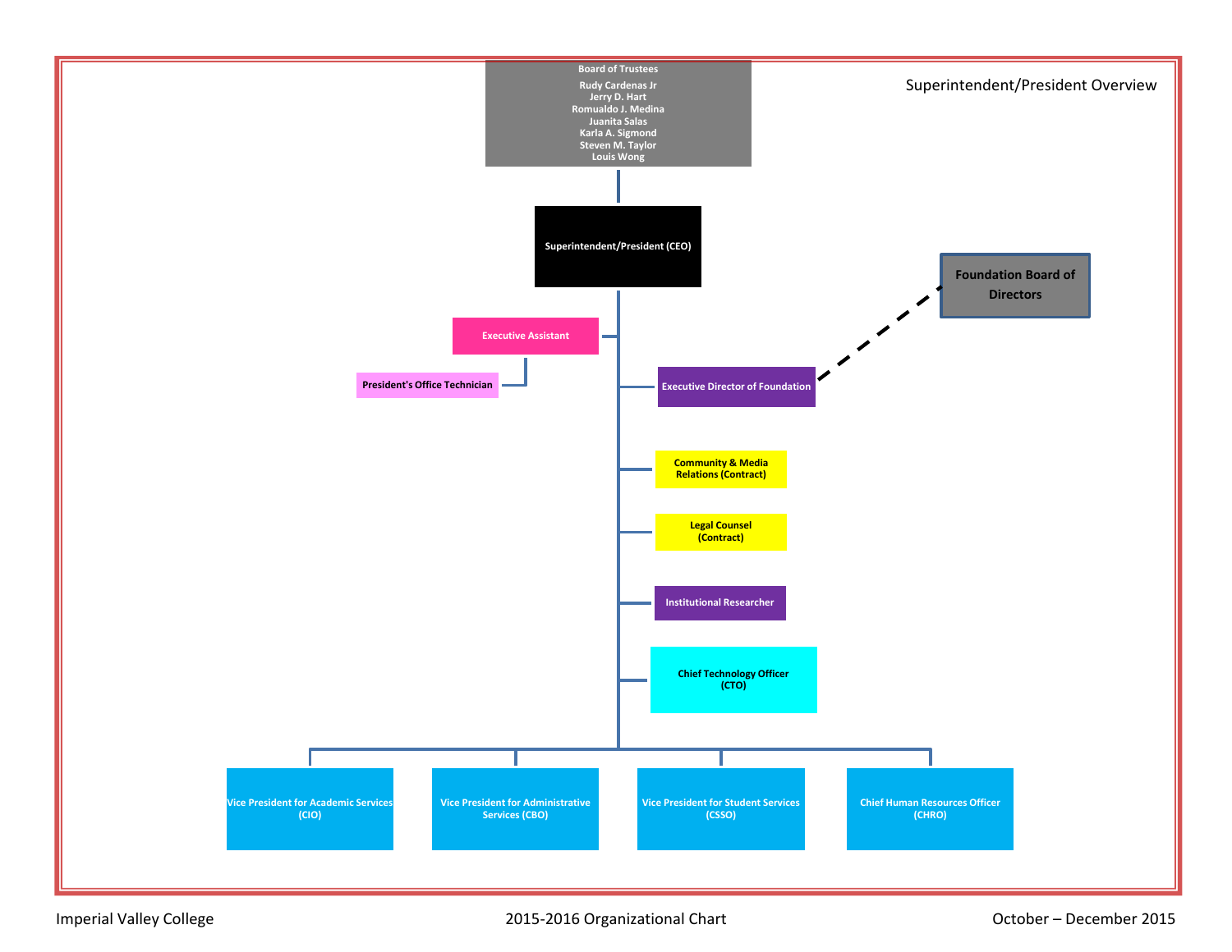# Superintendent/President Overview

**Board of Trustees**

- Rudy Cardenas Jr
- Jerry D. Hart
- Romualdo J. Medina
- Juanita Salas
- Karla A. Sigmond
- Steven M. Taylor
- Louis Wong

**Superintendent/President (CEO)**

- Executive Assistant
  - President's Office Technician
- Executive Director of Foundation
  - Foundation Board of Directors (dashed line)
- Community & Media Relations (Contract)
- Legal Counsel (Contract)
- Institutional Researcher
- Chief Technology Officer (CTO)
- Vice President for Academic Services (CIO)
- Vice President for Administrative Services (CBO)
- Vice President for Student Services (CSSO)
- Chief Human Resources Officer (CHRO)

Imperial Valley College | 2015-2016 Organizational Chart | October – December 2015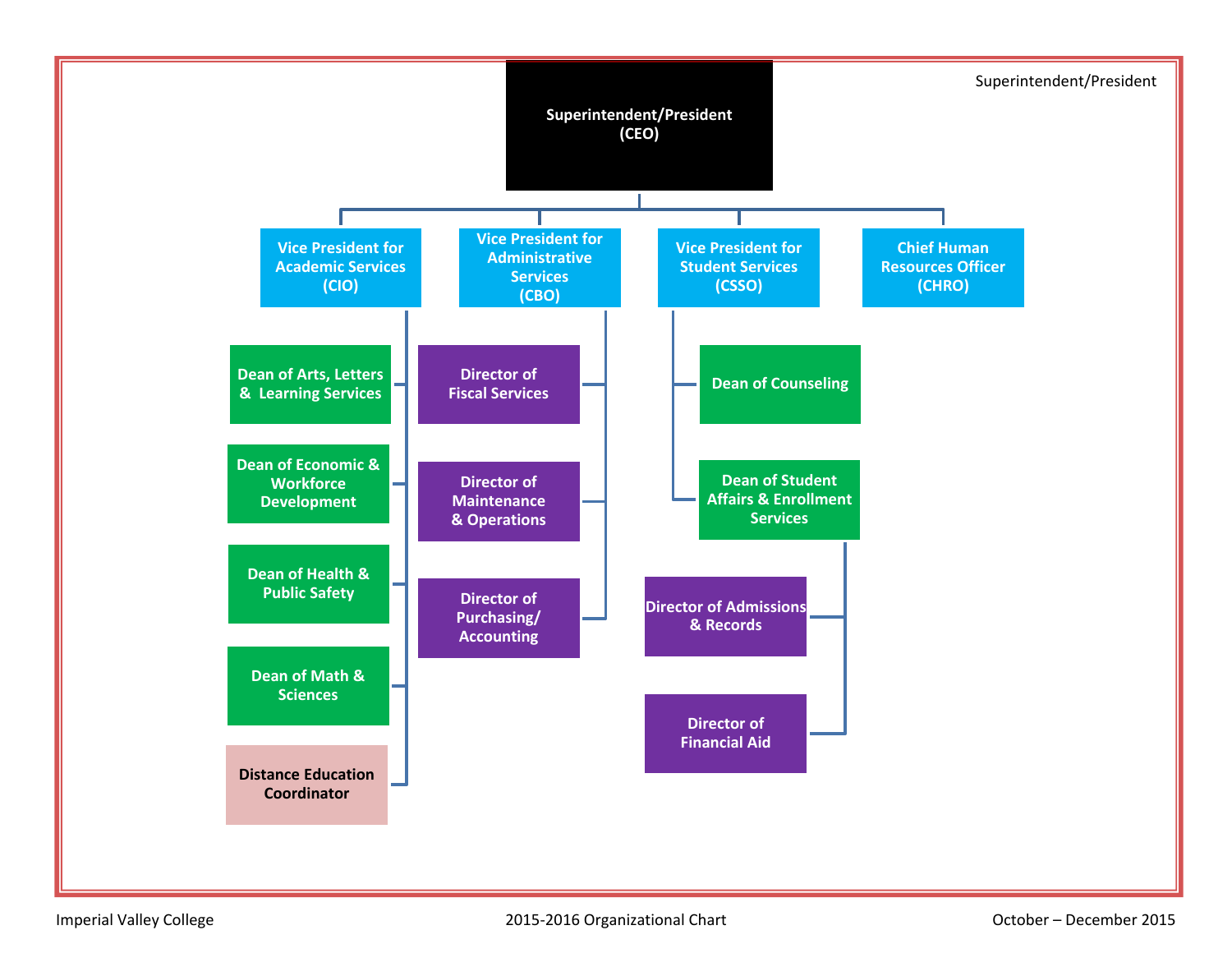Superintendent/President

# Superintendent/President (CEO)

- **Vice President for Academic Services (CIO)**
  - Dean of Arts, Letters & Learning Services
  - Dean of Economic & Workforce Development
  - Dean of Health & Public Safety
  - Dean of Math & Sciences
  - Distance Education Coordinator
- **Vice President for Administrative Services (CBO)**
  - Director of Fiscal Services
  - Director of Maintenance & Operations
  - Director of Purchasing/ Accounting
- **Vice President for Student Services (CSSO)**
  - Dean of Counseling
  - Dean of Student Affairs & Enrollment Services
    - Director of Admissions & Records
    - Director of Financial Aid
- **Chief Human Resources Officer (CHRO)**

Imperial Valley College — 2015-2016 Organizational Chart — October – December 2015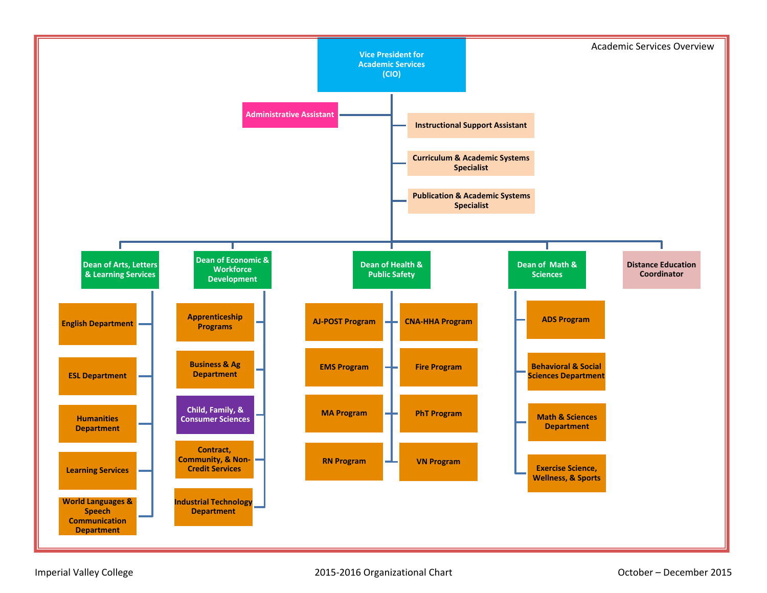# Academic Services Overview

- **Vice President for Academic Services (CIO)**
  - Administrative Assistant
  - Instructional Support Assistant
  - Curriculum & Academic Systems Specialist
  - Publication & Academic Systems Specialist
  - **Dean of Arts, Letters & Learning Services**
    - English Department
    - ESL Department
    - Humanities Department
    - Learning Services
    - World Languages & Speech Communication Department
  - **Dean of Economic & Workforce Development**
    - Apprenticeship Programs
    - Business & Ag Department
    - Child, Family, & Consumer Sciences
    - Contract, Community, & Non-Credit Services
    - Industrial Technology Department
  - **Dean of Health & Public Safety**
    - AJ-POST Program
    - CNA-HHA Program
    - EMS Program
    - Fire Program
    - MA Program
    - PhT Program
    - RN Program
    - VN Program
  - **Dean of Math & Sciences**
    - ADS Program
    - Behavioral & Social Sciences Department
    - Math & Sciences Department
    - Exercise Science, Wellness, & Sports
  - Distance Education Coordinator

Imperial Valley College — 2015-2016 Organizational Chart — October – December 2015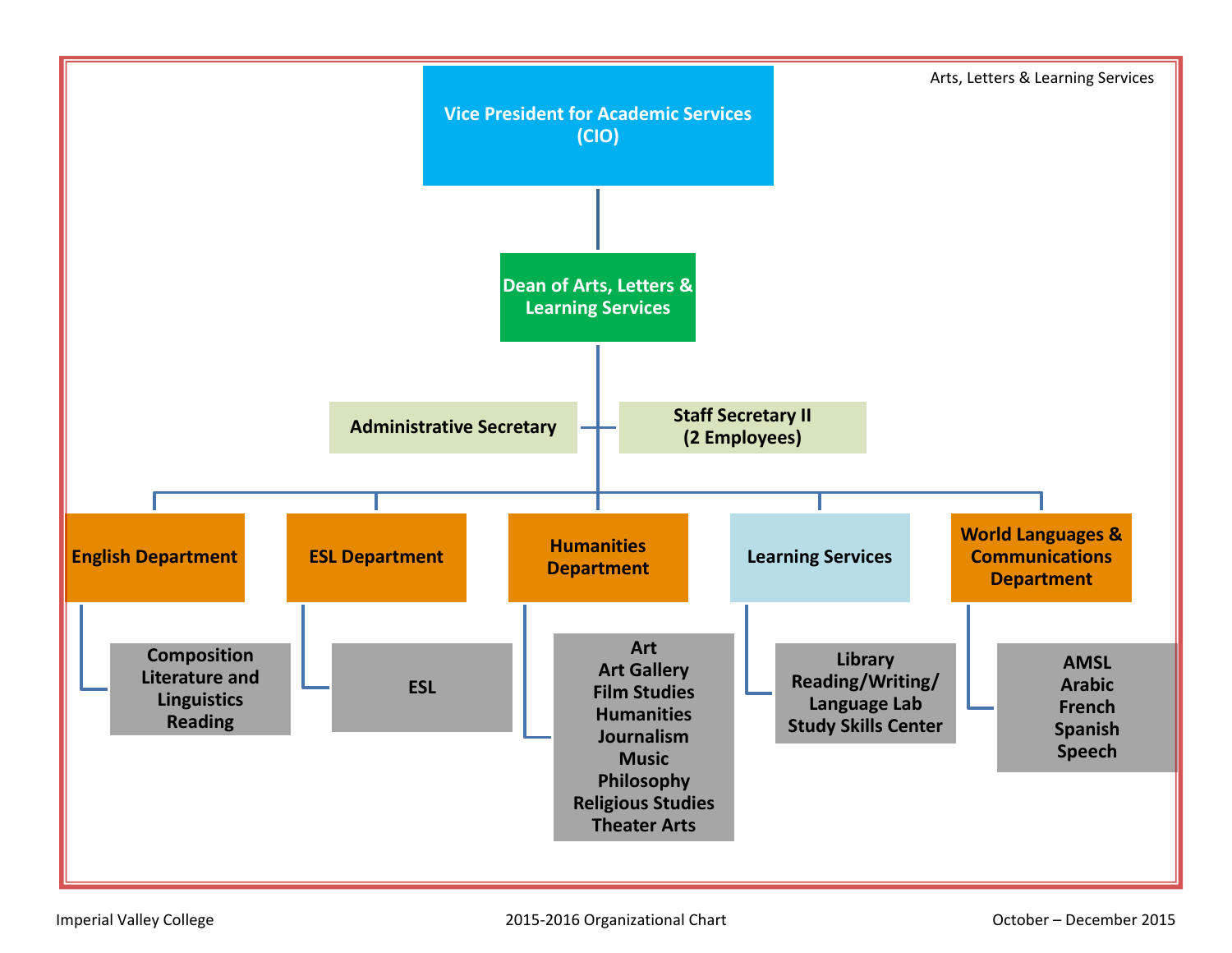Arts, Letters & Learning Services

# Vice President for Academic Services (CIO)

## Dean of Arts, Letters & Learning Services

- Administrative Secretary
- Staff Secretary II (2 Employees)

### English Department
- Composition
- Literature and Linguistics
- Reading

### ESL Department
- ESL

### Humanities Department
- Art
- Art Gallery
- Film Studies
- Humanities
- Journalism
- Music
- Philosophy
- Religious Studies
- Theater Arts

### Learning Services
- Library
- Reading/Writing/ Language Lab
- Study Skills Center

### World Languages & Communications Department
- AMSL
- Arabic
- French
- Spanish
- Speech

Imperial Valley College — 2015-2016 Organizational Chart — October – December 2015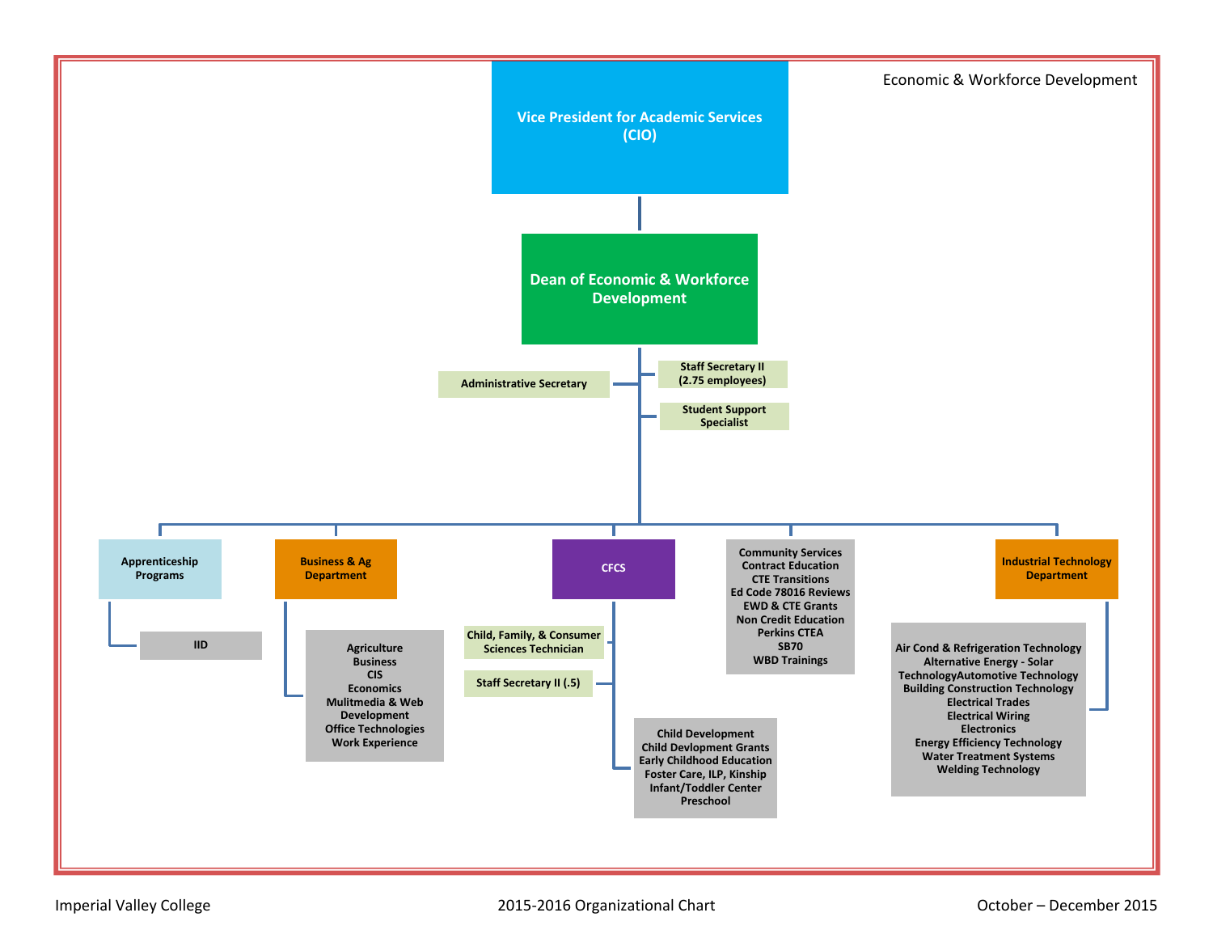Economic & Workforce Development

# Vice President for Academic Services (CIO)

## Dean of Economic & Workforce Development

- Administrative Secretary
- Staff Secretary II (2.75 employees)
- Student Support Specialist

### Apprenticeship Programs

- IID

### Business & Ag Department

- Agriculture
- Business
- CIS
- Economics
- Mulitmedia & Web Development
- Office Technologies
- Work Experience

### CFCS

- Child, Family, & Consumer Sciences Technician
- Staff Secretary II (.5)
- Child Development
- Child Devlopment Grants
- Early Childhood Education
- Foster Care, ILP, Kinship
- Infant/Toddler Center
- Preschool

### Community Services

- Community Services
- Contract Education
- CTE Transitions
- Ed Code 78016 Reviews
- EWD & CTE Grants
- Non Credit Education
- Perkins CTEA
- SB70
- WBD Trainings

### Industrial Technology Department

- Air Cond & Refrigeration Technology
- Alternative Energy - Solar TechnologyAutomotive Technology
- Building Construction Technology
- Electrical Trades
- Electrical Wiring
- Electronics
- Energy Efficiency Technology
- Water Treatment Systems
- Welding Technology

Imperial Valley College | 2015-2016 Organizational Chart | October – December 2015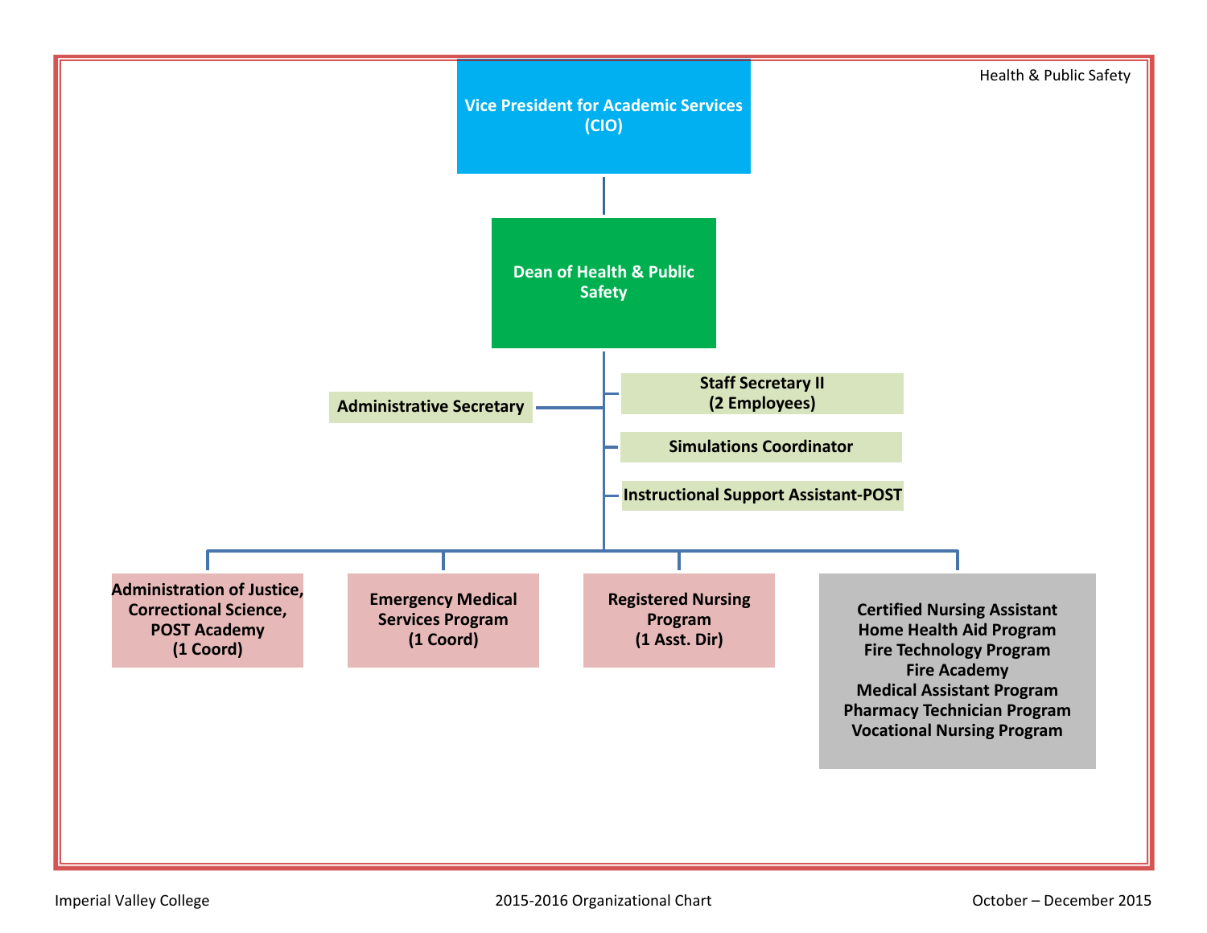Health & Public Safety

**Vice President for Academic Services (CIO)**

- **Dean of Health & Public Safety**
  - Administrative Secretary
  - Staff Secretary II (2 Employees)
  - Simulations Coordinator
  - Instructional Support Assistant-POST
  - **Administration of Justice, Correctional Science, POST Academy (1 Coord)**
  - **Emergency Medical Services Program (1 Coord)**
  - **Registered Nursing Program (1 Asst. Dir)**
  - **Certified Nursing Assistant**
    **Home Health Aid Program**
    **Fire Technology Program**
    **Fire Academy**
    **Medical Assistant Program**
    **Pharmacy Technician Program**
    **Vocational Nursing Program**

Imperial Valley College — 2015-2016 Organizational Chart — October – December 2015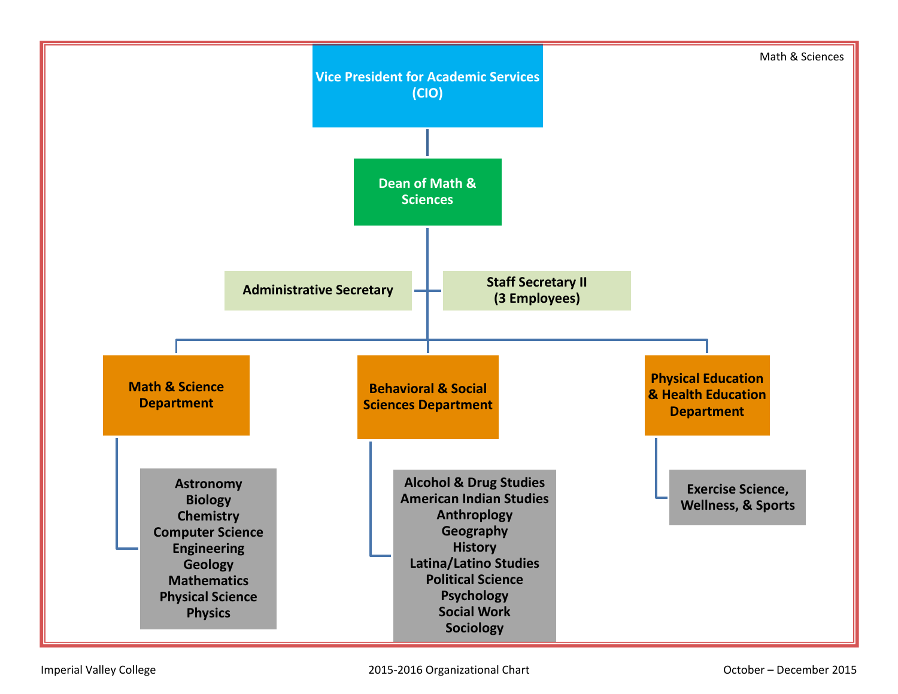Math & Sciences

# Vice President for Academic Services (CIO)

## Dean of Math & Sciences

- Administrative Secretary
- Staff Secretary II (3 Employees)

### Math & Science Department

- Astronomy
- Biology
- Chemistry
- Computer Science
- Engineering
- Geology
- Mathematics
- Physical Science
- Physics

### Behavioral & Social Sciences Department

- Alcohol & Drug Studies
- American Indian Studies
- Anthroplogy
- Geography
- History
- Latina/Latino Studies
- Political Science
- Psychology
- Social Work
- Sociology

### Physical Education & Health Education Department

- Exercise Science, Wellness, & Sports

Imperial Valley College — 2015-2016 Organizational Chart — October – December 2015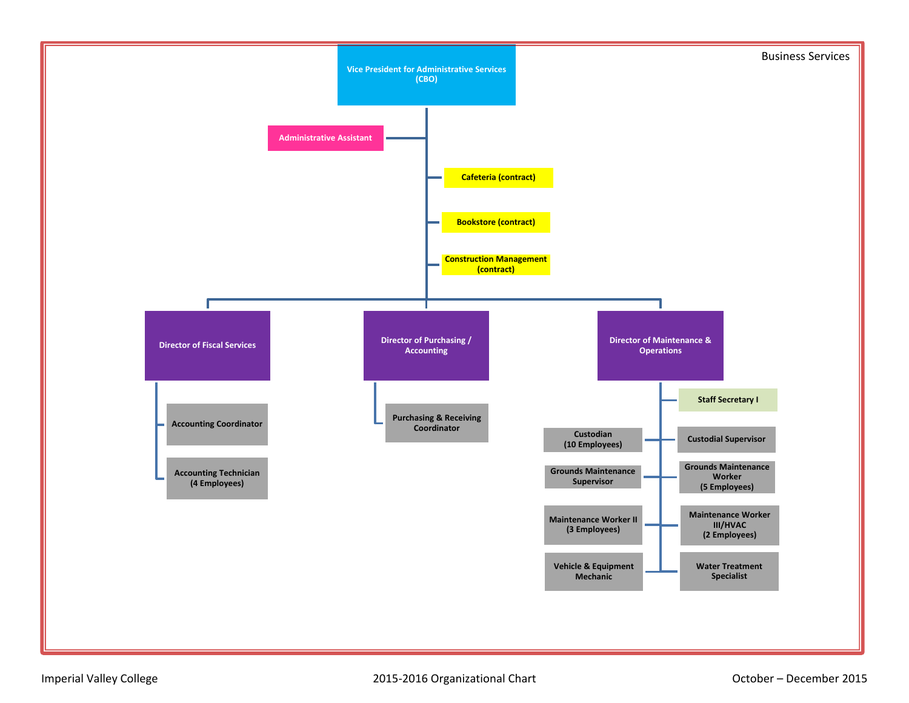Business Services

# Vice President for Administrative Services (CBO)

- Administrative Assistant
- Cafeteria (contract)
- Bookstore (contract)
- Construction Management (contract)

## Director of Fiscal Services

- Accounting Coordinator
- Accounting Technician (4 Employees)

## Director of Purchasing / Accounting

- Purchasing & Receiving Coordinator

## Director of Maintenance & Operations

- Staff Secretary I
- Custodian (10 Employees)
- Custodial Supervisor
- Grounds Maintenance Supervisor
- Grounds Maintenance Worker (5 Employees)
- Maintenance Worker II (3 Employees)
- Maintenance Worker III/HVAC (2 Employees)
- Vehicle & Equipment Mechanic
- Water Treatment Specialist

Imperial Valley College — 2015-2016 Organizational Chart — October – December 2015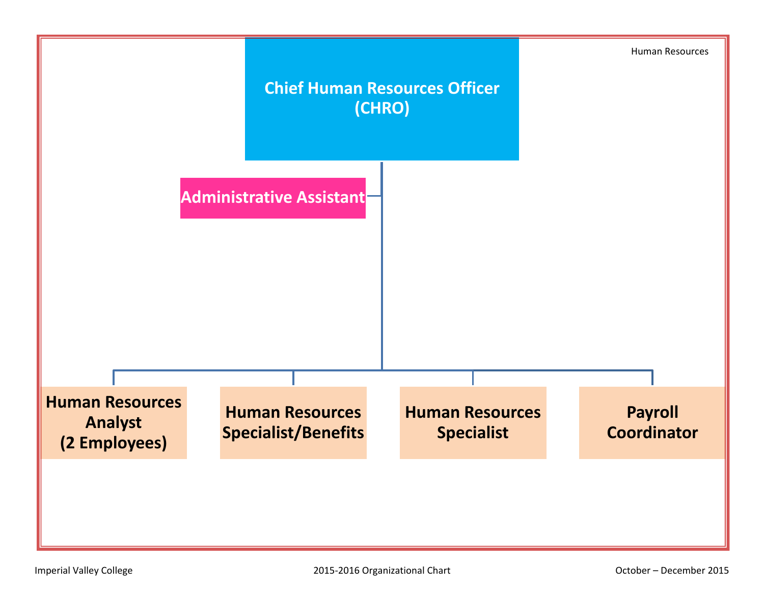Human Resources

# Chief Human Resources Officer (CHRO)

- **Administrative Assistant**
- **Human Resources Analyst (2 Employees)**
- **Human Resources Specialist/Benefits**
- **Human Resources Specialist**
- **Payroll Coordinator**

Imperial Valley College — 2015-2016 Organizational Chart — October – December 2015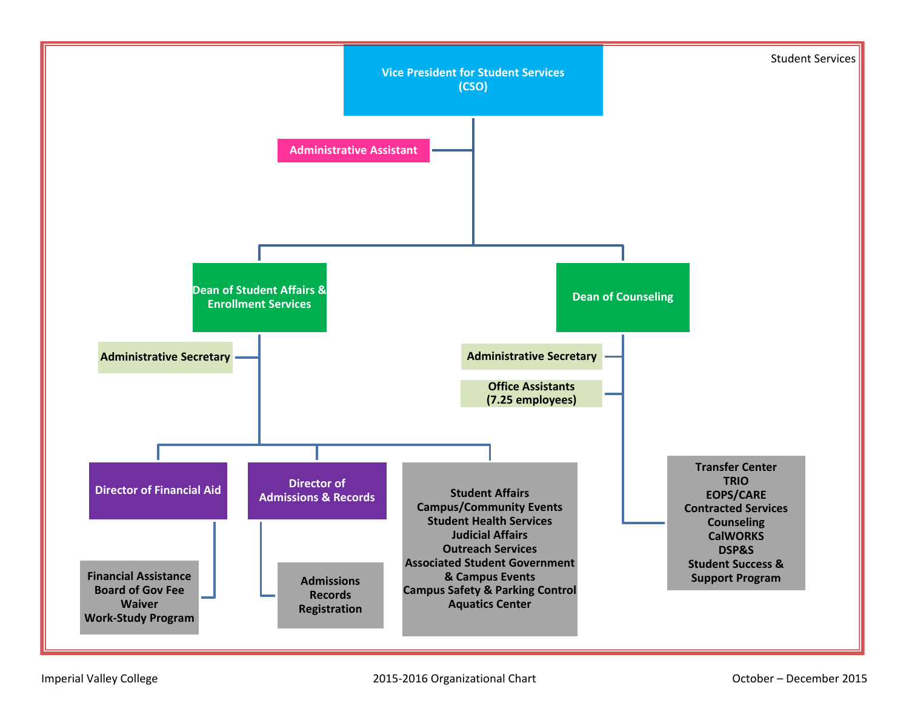Student Services

# Vice President for Student Services (CSO)

- **Administrative Assistant**

## Dean of Student Affairs & Enrollment Services

- **Administrative Secretary**

### Director of Financial Aid

- Financial Assistance
- Board of Gov Fee Waiver
- Work-Study Program

### Director of Admissions & Records

- Admissions
- Records
- Registration

### Student Affairs

- Student Affairs
- Campus/Community Events
- Student Health Services
- Judicial Affairs
- Outreach Services
- Associated Student Government & Campus Events
- Campus Safety & Parking Control
- Aquatics Center

## Dean of Counseling

- **Administrative Secretary**
- **Office Assistants (7.25 employees)**

### Counseling Programs

- Transfer Center
- TRIO
- EOPS/CARE
- Contracted Services
- Counseling
- CalWORKS
- DSP&S
- Student Success & Support Program

Imperial Valley College | 2015-2016 Organizational Chart | October – December 2015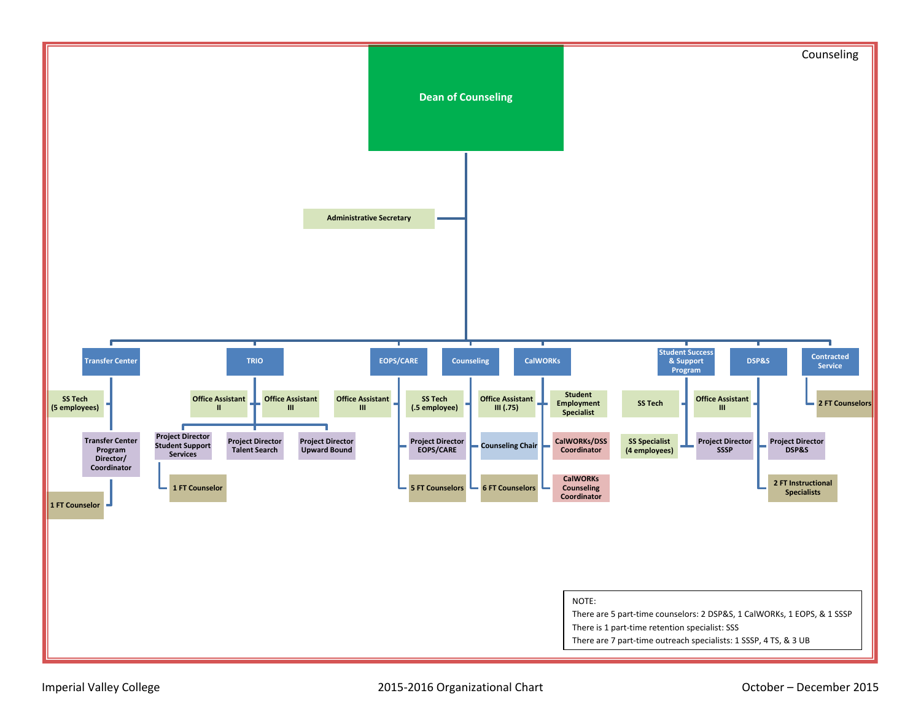# Counseling

## Dean of Counseling

- Administrative Secretary

### Transfer Center
- SS Tech (5 employees)
- Transfer Center Program Director/ Coordinator
  - 1 FT Counselor

### TRIO
- Office Assistant II
- Office Assistant III
- Project Director Student Support Services
  - 1 FT Counselor
- Project Director Talent Search
- Project Director Upward Bound

### EOPS/CARE
- Office Assistant III
- SS Tech (.5 employee)
- Project Director EOPS/CARE
- 5 FT Counselors

### Counseling
- Office Assistant III (.75)
- Counseling Chair
- 6 FT Counselors

### CalWORKs
- Student Employment Specialist
- CalWORKs/DSS Coordinator
- CalWORKs Counseling Coordinator

### Student Success & Support Program
- SS Tech
- Office Assistant III
- SS Specialist (4 employees)
- Project Director SSSP

### DSP&S
- Project Director DSP&S
- 2 FT Instructional Specialists

### Contracted Service
- 2 FT Counselors

NOTE:
There are 5 part-time counselors: 2 DSP&S, 1 CalWORKs, 1 EOPS, & 1 SSSP
There is 1 part-time retention specialist: SSS
There are 7 part-time outreach specialists: 1 SSSP, 4 TS, & 3 UB

Imperial Valley College | 2015-2016 Organizational Chart | October – December 2015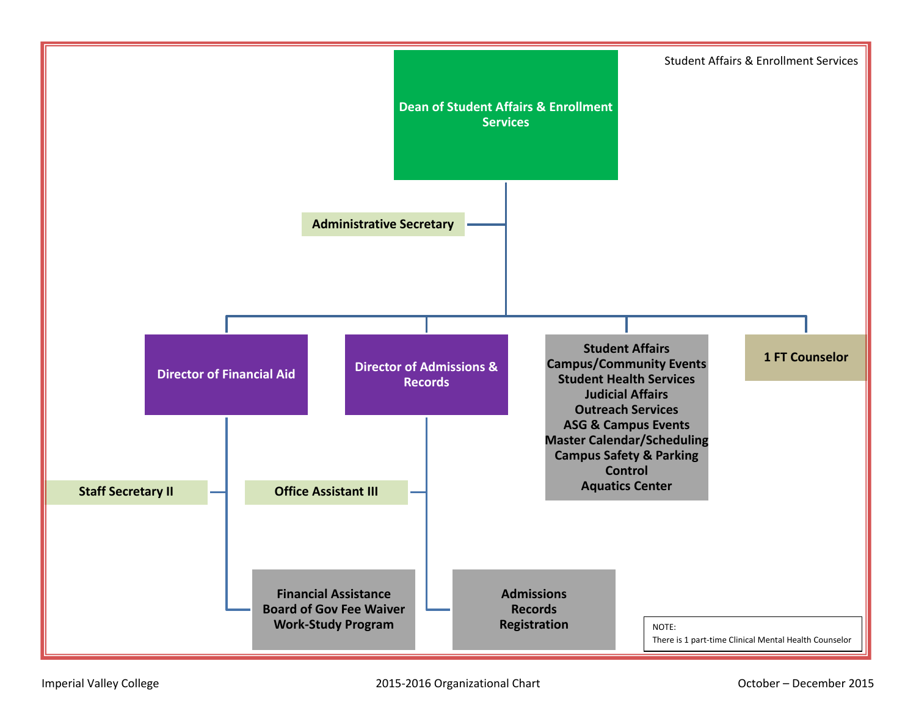Student Affairs & Enrollment Services

# Dean of Student Affairs & Enrollment Services

- **Administrative Secretary**
- **Director of Financial Aid**
  - Staff Secretary II
  - Financial Assistance
    - Board of Gov Fee Waiver
    - Work-Study Program
- **Director of Admissions & Records**
  - Office Assistant III
  - Admissions
    - Records
    - Registration
- **Student Affairs**
  - Campus/Community Events
  - Student Health Services
  - Judicial Affairs
  - Outreach Services
  - ASG & Campus Events
  - Master Calendar/Scheduling
  - Campus Safety & Parking Control
  - Aquatics Center
- **1 FT Counselor**

NOTE:
There is 1 part-time Clinical Mental Health Counselor

Imperial Valley College — 2015-2016 Organizational Chart — October – December 2015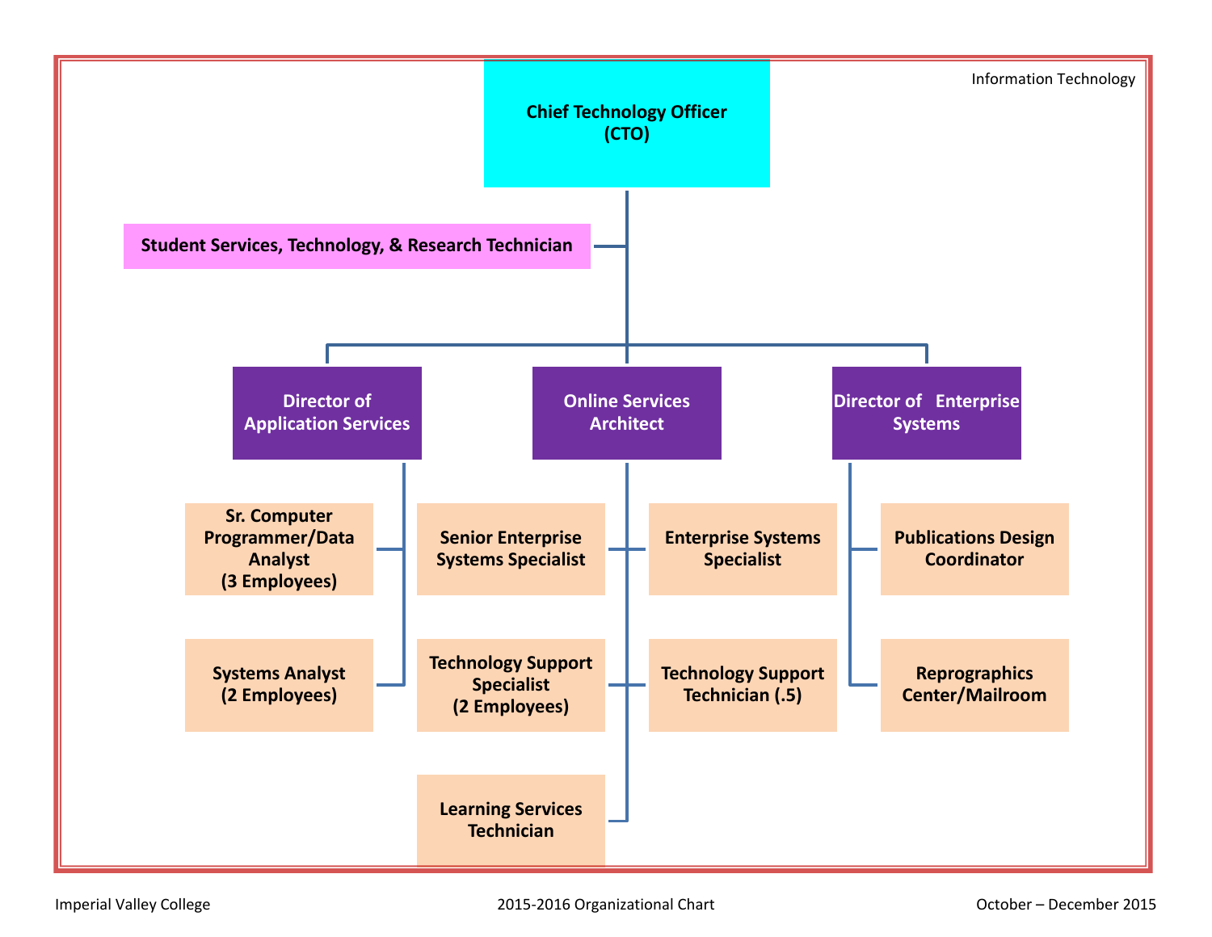Information Technology

**Chief Technology Officer (CTO)**

**Student Services, Technology, & Research Technician**

**Director of Application Services**

- Sr. Computer Programmer/Data Analyst (3 Employees)
- Systems Analyst (2 Employees)

**Online Services Architect**

- Senior Enterprise Systems Specialist
- Enterprise Systems Specialist
- Technology Support Specialist (2 Employees)
- Technology Support Technician (.5)
- Learning Services Technician

**Director of Enterprise Systems**

- Publications Design Coordinator
- Reprographics Center/Mailroom

Imperial Valley College

2015-2016 Organizational Chart

October – December 2015